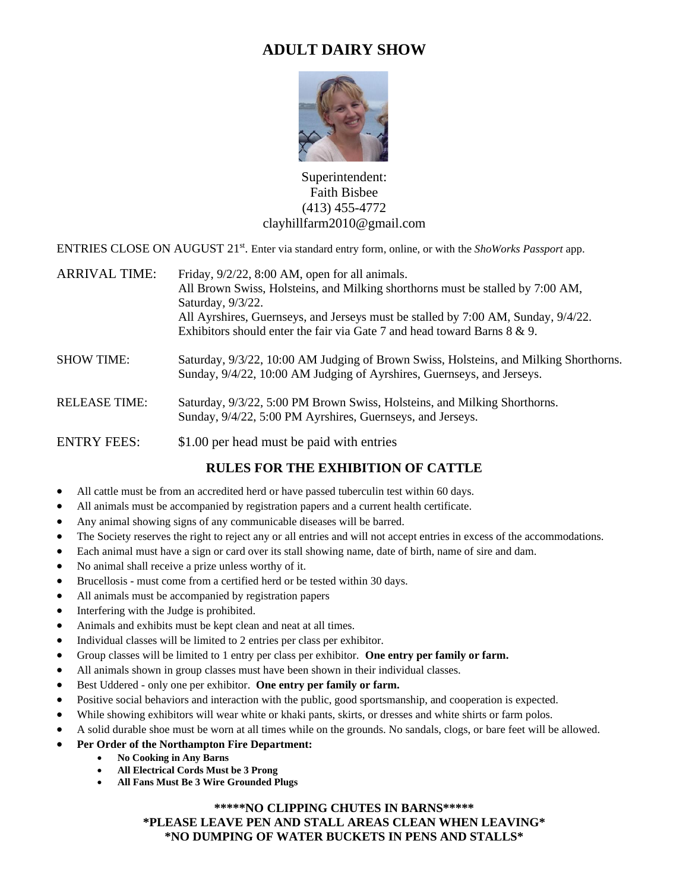# ADULT DAIRY SHOW

Superintendent:
Faith Bisbee
(413) 455-4772
clayhillfarm2010@gmail.com

ENTRIES CLOSE ON AUGUST 21st. Enter via standard entry form, online, or with the *ShoWorks Passport* app.

ARRIVAL TIME: Friday, 9/2/22, 8:00 AM, open for all animals.
All Brown Swiss, Holsteins, and Milking shorthorns must be stalled by 7:00 AM, Saturday, 9/3/22.
All Ayrshires, Guernseys, and Jerseys must be stalled by 7:00 AM, Sunday, 9/4/22.
Exhibitors should enter the fair via Gate 7 and head toward Barns 8 & 9.

SHOW TIME: Saturday, 9/3/22, 10:00 AM Judging of Brown Swiss, Holsteins, and Milking Shorthorns.
Sunday, 9/4/22, 10:00 AM Judging of Ayrshires, Guernseys, and Jerseys.

RELEASE TIME: Saturday, 9/3/22, 5:00 PM Brown Swiss, Holsteins, and Milking Shorthorns.
Sunday, 9/4/22, 5:00 PM Ayrshires, Guernseys, and Jerseys.

ENTRY FEES: $1.00 per head must be paid with entries

## RULES FOR THE EXHIBITION OF CATTLE

- All cattle must be from an accredited herd or have passed tuberculin test within 60 days.
- All animals must be accompanied by registration papers and a current health certificate.
- Any animal showing signs of any communicable diseases will be barred.
- The Society reserves the right to reject any or all entries and will not accept entries in excess of the accommodations.
- Each animal must have a sign or card over its stall showing name, date of birth, name of sire and dam.
- No animal shall receive a prize unless worthy of it.
- Brucellosis - must come from a certified herd or be tested within 30 days.
- All animals must be accompanied by registration papers
- Interfering with the Judge is prohibited.
- Animals and exhibits must be kept clean and neat at all times.
- Individual classes will be limited to 2 entries per class per exhibitor.
- Group classes will be limited to 1 entry per class per exhibitor. **One entry per family or farm.**
- All animals shown in group classes must have been shown in their individual classes.
- Best Uddered - only one per exhibitor. **One entry per family or farm.**
- Positive social behaviors and interaction with the public, good sportsmanship, and cooperation is expected.
- While showing exhibitors will wear white or khaki pants, skirts, or dresses and white shirts or farm polos.
- A solid durable shoe must be worn at all times while on the grounds. No sandals, clogs, or bare feet will be allowed.
- **Per Order of the Northampton Fire Department:**
  - **No Cooking in Any Barns**
  - **All Electrical Cords Must be 3 Prong**
  - **All Fans Must Be 3 Wire Grounded Plugs**

**\*\*\*\*\*NO CLIPPING CHUTES IN BARNS\*\*\*\*\***
**\*PLEASE LEAVE PEN AND STALL AREAS CLEAN WHEN LEAVING\***
**\*NO DUMPING OF WATER BUCKETS IN PENS AND STALLS\***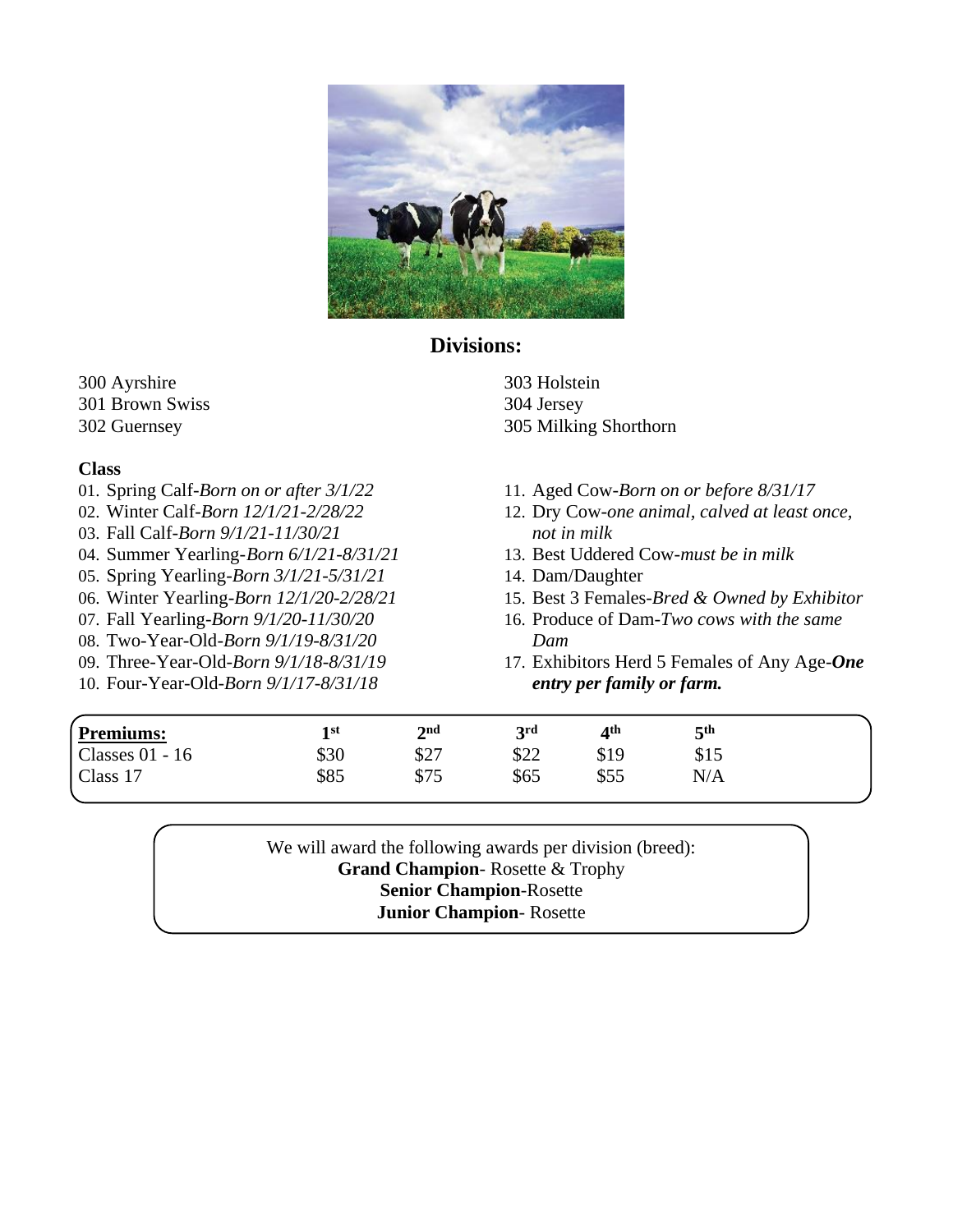## Divisions:

300 Ayrshire
301 Brown Swiss
302 Guernsey
303 Holstein
304 Jersey
305 Milking Shorthorn

**Class**

01. Spring Calf-*Born on or after 3/1/22*
02. Winter Calf-*Born 12/1/21-2/28/22*
03. Fall Calf-*Born 9/1/21-11/30/21*
04. Summer Yearling-*Born 6/1/21-8/31/21*
05. Spring Yearling-*Born 3/1/21-5/31/21*
06. Winter Yearling-*Born 12/1/20-2/28/21*
07. Fall Yearling-*Born 9/1/20-11/30/20*
08. Two-Year-Old-*Born 9/1/19-8/31/20*
09. Three-Year-Old-*Born 9/1/18-8/31/19*
10. Four-Year-Old-*Born 9/1/17-8/31/18*
11. Aged Cow-*Born on or before 8/31/17*
12. Dry Cow-*one animal, calved at least once, not in milk*
13. Best Uddered Cow-*must be in milk*
14. Dam/Daughter
15. Best 3 Females-*Bred & Owned by Exhibitor*
16. Produce of Dam-*Two cows with the same Dam*
17. Exhibitors Herd 5 Females of Any Age-***One entry per family or farm.***

| **Premiums:** | 1st | 2nd | 3rd | 4th | 5th |
|---|---|---|---|---|---|
| Classes 01 - 16 | $30 | $27 | $22 | $19 | $15 |
| Class 17 | $85 | $75 | $65 | $55 | N/A |

We will award the following awards per division (breed):
**Grand Champion**- Rosette & Trophy
**Senior Champion**-Rosette
**Junior Champion**- Rosette